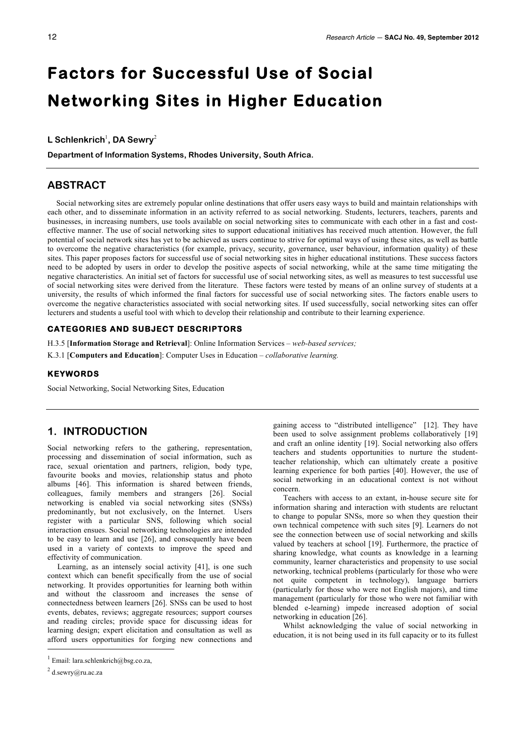# Factors for Successful Use of Social Networking Sites in Higher Education

**L Schlenkrich**[1], **DA Sewry**[2]

**Department of Information Systems, Rhodes University, South Africa.**

## ABSTRACT

Social networking sites are extremely popular online destinations that offer users easy ways to build and maintain relationships with each other, and to disseminate information in an activity referred to as social networking. Students, lecturers, teachers, parents and businesses, in increasing numbers, use tools available on social networking sites to communicate with each other in a fast and cost-effective manner. The use of social networking sites to support educational initiatives has received much attention. However, the full potential of social network sites has yet to be achieved as users continue to strive for optimal ways of using these sites, as well as battle to overcome the negative characteristics (for example, privacy, security, governance, user behaviour, information quality) of these sites. This paper proposes factors for successful use of social networking sites in higher educational institutions. These success factors need to be adopted by users in order to develop the positive aspects of social networking, while at the same time mitigating the negative characteristics. An initial set of factors for successful use of social networking sites, as well as measures to test successful use of social networking sites were derived from the literature. These factors were tested by means of an online survey of students at a university, the results of which informed the final factors for successful use of social networking sites. The factors enable users to overcome the negative characteristics associated with social networking sites. If used successfully, social networking sites can offer lecturers and students a useful tool with which to develop their relationship and contribute to their learning experience.

### CATEGORIES AND SUBJECT DESCRIPTORS

H.3.5 [**Information Storage and Retrieval**]: Online Information Services – *web-based services;*

K.3.1 [**Computers and Education**]: Computer Uses in Education – *collaborative learning.*

### KEYWORDS

Social Networking, Social Networking Sites, Education

## 1. INTRODUCTION

Social networking refers to the gathering, representation, processing and dissemination of social information, such as race, sexual orientation and partners, religion, body type, favourite books and movies, relationship status and photo albums [46]. This information is shared between friends, colleagues, family members and strangers [26]. Social networking is enabled via social networking sites (SNSs) predominantly, but not exclusively, on the Internet. Users register with a particular SNS, following which social interaction ensues. Social networking technologies are intended to be easy to learn and use [26], and consequently have been used in a variety of contexts to improve the speed and effectivity of communication.

Learning, as an intensely social activity [41], is one such context which can benefit specifically from the use of social networking. It provides opportunities for learning both within and without the classroom and increases the sense of connectedness between learners [26]. SNSs can be used to host events, debates, reviews; aggregate resources; support courses and reading circles; provide space for discussing ideas for learning design; expert elicitation and consultation as well as afford users opportunities for forging new connections and gaining access to "distributed intelligence" [12]. They have been used to solve assignment problems collaboratively [19] and craft an online identity [19]. Social networking also offers teachers and students opportunities to nurture the student-teacher relationship, which can ultimately create a positive learning experience for both parties [40]. However, the use of social networking in an educational context is not without concern.

Teachers with access to an extant, in-house secure site for information sharing and interaction with students are reluctant to change to popular SNSs, more so when they question their own technical competence with such sites [9]. Learners do not see the connection between use of social networking and skills valued by teachers at school [19]. Furthermore, the practice of sharing knowledge, what counts as knowledge in a learning community, learner characteristics and propensity to use social networking, technical problems (particularly for those who were not quite competent in technology), language barriers (particularly for those who were not English majors), and time management (particularly for those who were not familiar with blended e-learning) impede increased adoption of social networking in education [26].

Whilst acknowledging the value of social networking in education, it is not being used in its full capacity or to its fullest

[1] Email: lara.schlenkrich@bsg.co.za,

[2] d.sewry@ru.ac.za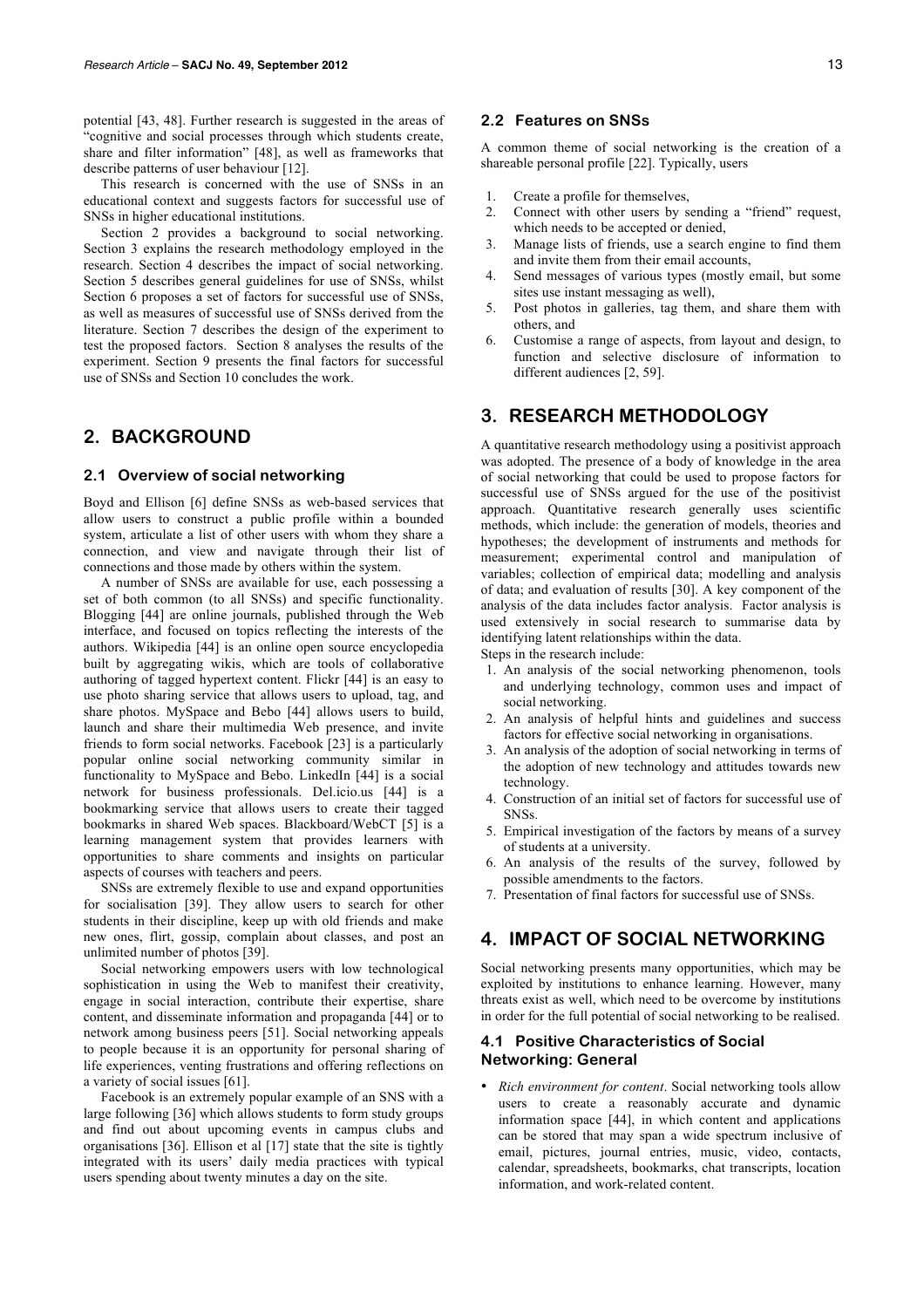potential [43, 48]. Further research is suggested in the areas of "cognitive and social processes through which students create, share and filter information" [48], as well as frameworks that describe patterns of user behaviour [12].

This research is concerned with the use of SNSs in an educational context and suggests factors for successful use of SNSs in higher educational institutions.

Section 2 provides a background to social networking. Section 3 explains the research methodology employed in the research. Section 4 describes the impact of social networking. Section 5 describes general guidelines for use of SNSs, whilst Section 6 proposes a set of factors for successful use of SNSs, as well as measures of successful use of SNSs derived from the literature. Section 7 describes the design of the experiment to test the proposed factors. Section 8 analyses the results of the experiment. Section 9 presents the final factors for successful use of SNSs and Section 10 concludes the work.

## 2. BACKGROUND

### 2.1 Overview of social networking

Boyd and Ellison [6] define SNSs as web-based services that allow users to construct a public profile within a bounded system, articulate a list of other users with whom they share a connection, and view and navigate through their list of connections and those made by others within the system.

A number of SNSs are available for use, each possessing a set of both common (to all SNSs) and specific functionality. Blogging [44] are online journals, published through the Web interface, and focused on topics reflecting the interests of the authors. Wikipedia [44] is an online open source encyclopedia built by aggregating wikis, which are tools of collaborative authoring of tagged hypertext content. Flickr [44] is an easy to use photo sharing service that allows users to upload, tag, and share photos. MySpace and Bebo [44] allows users to build, launch and share their multimedia Web presence, and invite friends to form social networks. Facebook [23] is a particularly popular online social networking community similar in functionality to MySpace and Bebo. LinkedIn [44] is a social network for business professionals. Del.icio.us [44] is a bookmarking service that allows users to create their tagged bookmarks in shared Web spaces. Blackboard/WebCT [5] is a learning management system that provides learners with opportunities to share comments and insights on particular aspects of courses with teachers and peers.

SNSs are extremely flexible to use and expand opportunities for socialisation [39]. They allow users to search for other students in their discipline, keep up with old friends and make new ones, flirt, gossip, complain about classes, and post an unlimited number of photos [39].

Social networking empowers users with low technological sophistication in using the Web to manifest their creativity, engage in social interaction, contribute their expertise, share content, and disseminate information and propaganda [44] or to network among business peers [51]. Social networking appeals to people because it is an opportunity for personal sharing of life experiences, venting frustrations and offering reflections on a variety of social issues [61].

Facebook is an extremely popular example of an SNS with a large following [36] which allows students to form study groups and find out about upcoming events in campus clubs and organisations [36]. Ellison et al [17] state that the site is tightly integrated with its users' daily media practices with typical users spending about twenty minutes a day on the site.

### 2.2 Features on SNSs

A common theme of social networking is the creation of a shareable personal profile [22]. Typically, users

1. Create a profile for themselves,
2. Connect with other users by sending a "friend" request, which needs to be accepted or denied,
3. Manage lists of friends, use a search engine to find them and invite them from their email accounts,
4. Send messages of various types (mostly email, but some sites use instant messaging as well),
5. Post photos in galleries, tag them, and share them with others, and
6. Customise a range of aspects, from layout and design, to function and selective disclosure of information to different audiences [2, 59].

## 3. RESEARCH METHODOLOGY

A quantitative research methodology using a positivist approach was adopted. The presence of a body of knowledge in the area of social networking that could be used to propose factors for successful use of SNSs argued for the use of the positivist approach. Quantitative research generally uses scientific methods, which include: the generation of models, theories and hypotheses; the development of instruments and methods for measurement; experimental control and manipulation of variables; collection of empirical data; modelling and analysis of data; and evaluation of results [30]. A key component of the analysis of the data includes factor analysis. Factor analysis is used extensively in social research to summarise data by identifying latent relationships within the data.

Steps in the research include:

1. An analysis of the social networking phenomenon, tools and underlying technology, common uses and impact of social networking.
2. An analysis of helpful hints and guidelines and success factors for effective social networking in organisations.
3. An analysis of the adoption of social networking in terms of the adoption of new technology and attitudes towards new technology.
4. Construction of an initial set of factors for successful use of SNSs.
5. Empirical investigation of the factors by means of a survey of students at a university.
6. An analysis of the results of the survey, followed by possible amendments to the factors.
7. Presentation of final factors for successful use of SNSs.

## 4. IMPACT OF SOCIAL NETWORKING

Social networking presents many opportunities, which may be exploited by institutions to enhance learning. However, many threats exist as well, which need to be overcome by institutions in order for the full potential of social networking to be realised.

### 4.1 Positive Characteristics of Social Networking: General

- *Rich environment for content*. Social networking tools allow users to create a reasonably accurate and dynamic information space [44], in which content and applications can be stored that may span a wide spectrum inclusive of email, pictures, journal entries, music, video, contacts, calendar, spreadsheets, bookmarks, chat transcripts, location information, and work-related content.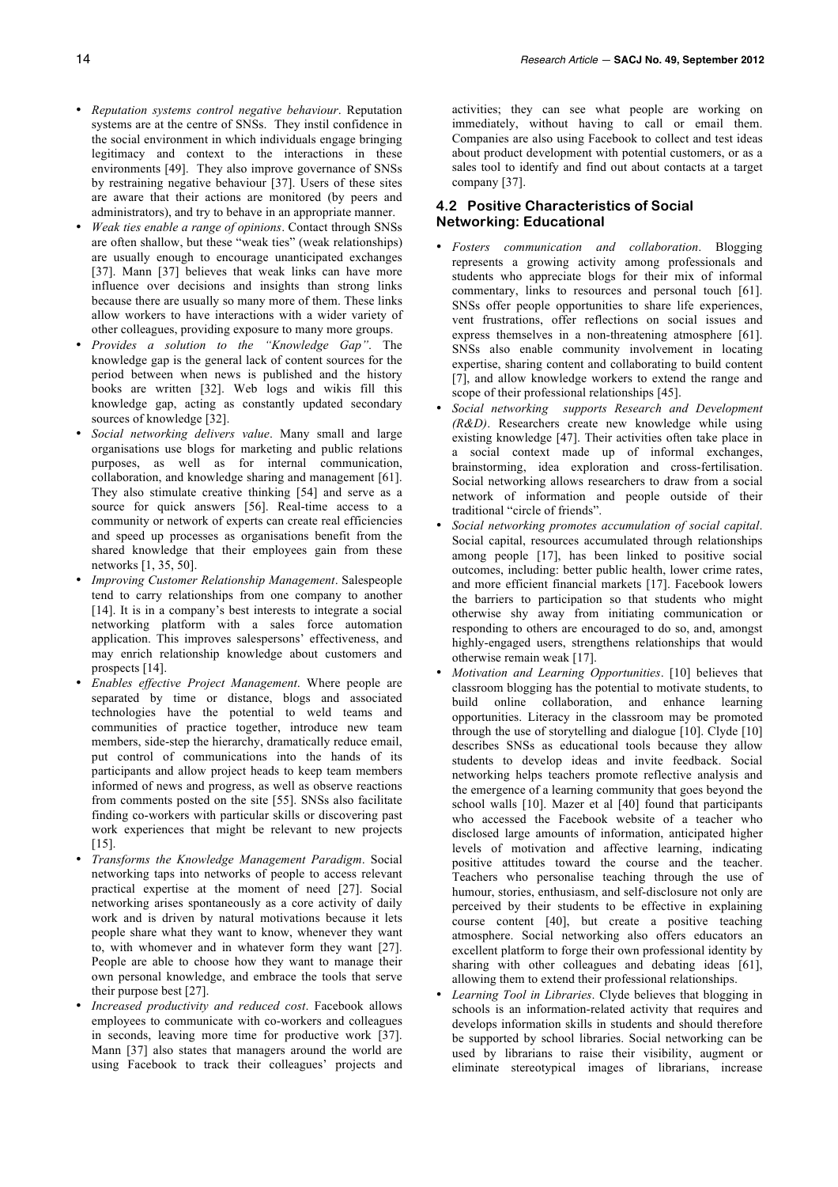- *Reputation systems control negative behaviour*. Reputation systems are at the centre of SNSs. They instil confidence in the social environment in which individuals engage bringing legitimacy and context to the interactions in these environments [49]. They also improve governance of SNSs by restraining negative behaviour [37]. Users of these sites are aware that their actions are monitored (by peers and administrators), and try to behave in an appropriate manner.
- *Weak ties enable a range of opinions*. Contact through SNSs are often shallow, but these "weak ties" (weak relationships) are usually enough to encourage unanticipated exchanges [37]. Mann [37] believes that weak links can have more influence over decisions and insights than strong links because there are usually so many more of them. These links allow workers to have interactions with a wider variety of other colleagues, providing exposure to many more groups.
- *Provides a solution to the "Knowledge Gap"*. The knowledge gap is the general lack of content sources for the period between when news is published and the history books are written [32]. Web logs and wikis fill this knowledge gap, acting as constantly updated secondary sources of knowledge [32].
- *Social networking delivers value*. Many small and large organisations use blogs for marketing and public relations purposes, as well as for internal communication, collaboration, and knowledge sharing and management [61]. They also stimulate creative thinking [54] and serve as a source for quick answers [56]. Real-time access to a community or network of experts can create real efficiencies and speed up processes as organisations benefit from the shared knowledge that their employees gain from these networks [1, 35, 50].
- *Improving Customer Relationship Management*. Salespeople tend to carry relationships from one company to another [14]. It is in a company's best interests to integrate a social networking platform with a sales force automation application. This improves salespersons' effectiveness, and may enrich relationship knowledge about customers and prospects [14].
- *Enables effective Project Management*. Where people are separated by time or distance, blogs and associated technologies have the potential to weld teams and communities of practice together, introduce new team members, side-step the hierarchy, dramatically reduce email, put control of communications into the hands of its participants and allow project heads to keep team members informed of news and progress, as well as observe reactions from comments posted on the site [55]. SNSs also facilitate finding co-workers with particular skills or discovering past work experiences that might be relevant to new projects [15].
- *Transforms the Knowledge Management Paradigm*. Social networking taps into networks of people to access relevant practical expertise at the moment of need [27]. Social networking arises spontaneously as a core activity of daily work and is driven by natural motivations because it lets people share what they want to know, whenever they want to, with whomever and in whatever form they want [27]. People are able to choose how they want to manage their own personal knowledge, and embrace the tools that serve their purpose best [27].
- *Increased productivity and reduced cost*. Facebook allows employees to communicate with co-workers and colleagues in seconds, leaving more time for productive work [37]. Mann [37] also states that managers around the world are using Facebook to track their colleagues' projects and activities; they can see what people are working on immediately, without having to call or email them. Companies are also using Facebook to collect and test ideas about product development with potential customers, or as a sales tool to identify and find out about contacts at a target company [37].

### 4.2 Positive Characteristics of Social Networking: Educational

- *Fosters communication and collaboration*. Blogging represents a growing activity among professionals and students who appreciate blogs for their mix of informal commentary, links to resources and personal touch [61]. SNSs offer people opportunities to share life experiences, vent frustrations, offer reflections on social issues and express themselves in a non-threatening atmosphere [61]. SNSs also enable community involvement in locating expertise, sharing content and collaborating to build content [7], and allow knowledge workers to extend the range and scope of their professional relationships [45].
- *Social networking supports Research and Development (R&D)*. Researchers create new knowledge while using existing knowledge [47]. Their activities often take place in a social context made up of informal exchanges, brainstorming, idea exploration and cross-fertilisation. Social networking allows researchers to draw from a social network of information and people outside of their traditional "circle of friends".
- *Social networking promotes accumulation of social capital*. Social capital, resources accumulated through relationships among people [17], has been linked to positive social outcomes, including: better public health, lower crime rates, and more efficient financial markets [17]. Facebook lowers the barriers to participation so that students who might otherwise shy away from initiating communication or responding to others are encouraged to do so, and, amongst highly-engaged users, strengthens relationships that would otherwise remain weak [17].
- *Motivation and Learning Opportunities*. [10] believes that classroom blogging has the potential to motivate students, to build online collaboration, and enhance learning opportunities. Literacy in the classroom may be promoted through the use of storytelling and dialogue [10]. Clyde [10] describes SNSs as educational tools because they allow students to develop ideas and invite feedback. Social networking helps teachers promote reflective analysis and the emergence of a learning community that goes beyond the school walls [10]. Mazer et al [40] found that participants who accessed the Facebook website of a teacher who disclosed large amounts of information, anticipated higher levels of motivation and affective learning, indicating positive attitudes toward the course and the teacher. Teachers who personalise teaching through the use of humour, stories, enthusiasm, and self-disclosure not only are perceived by their students to be effective in explaining course content [40], but create a positive teaching atmosphere. Social networking also offers educators an excellent platform to forge their own professional identity by sharing with other colleagues and debating ideas [61], allowing them to extend their professional relationships.
- *Learning Tool in Libraries*. Clyde believes that blogging in schools is an information-related activity that requires and develops information skills in students and should therefore be supported by school libraries. Social networking can be used by librarians to raise their visibility, augment or eliminate stereotypical images of librarians, increase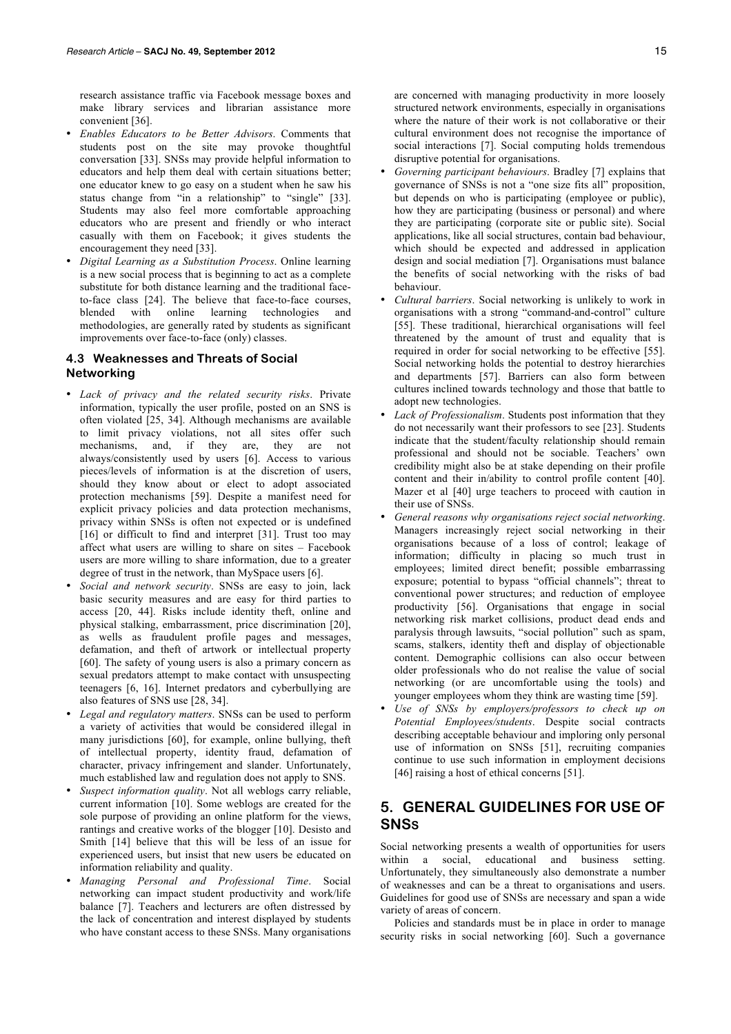research assistance traffic via Facebook message boxes and make library services and librarian assistance more convenient [36].

- *Enables Educators to be Better Advisors*. Comments that students post on the site may provoke thoughtful conversation [33]. SNSs may provide helpful information to educators and help them deal with certain situations better; one educator knew to go easy on a student when he saw his status change from "in a relationship" to "single" [33]. Students may also feel more comfortable approaching educators who are present and friendly or who interact casually with them on Facebook; it gives students the encouragement they need [33].
- *Digital Learning as a Substitution Process*. Online learning is a new social process that is beginning to act as a complete substitute for both distance learning and the traditional face-to-face class [24]. The believe that face-to-face courses, blended with online learning technologies and methodologies, are generally rated by students as significant improvements over face-to-face (only) classes.

### 4.3 Weaknesses and Threats of Social Networking

- *Lack of privacy and the related security risks*. Private information, typically the user profile, posted on an SNS is often violated [25, 34]. Although mechanisms are available to limit privacy violations, not all sites offer such mechanisms, and, if they are, they are not always/consistently used by users [6]. Access to various pieces/levels of information is at the discretion of users, should they know about or elect to adopt associated protection mechanisms [59]. Despite a manifest need for explicit privacy policies and data protection mechanisms, privacy within SNSs is often not expected or is undefined [16] or difficult to find and interpret [31]. Trust too may affect what users are willing to share on sites – Facebook users are more willing to share information, due to a greater degree of trust in the network, than MySpace users [6].
- *Social and network security*. SNSs are easy to join, lack basic security measures and are easy for third parties to access [20, 44]. Risks include identity theft, online and physical stalking, embarrassment, price discrimination [20], as wells as fraudulent profile pages and messages, defamation, and theft of artwork or intellectual property [60]. The safety of young users is also a primary concern as sexual predators attempt to make contact with unsuspecting teenagers [6, 16]. Internet predators and cyberbullying are also features of SNS use [28, 34].
- *Legal and regulatory matters*. SNSs can be used to perform a variety of activities that would be considered illegal in many jurisdictions [60], for example, online bullying, theft of intellectual property, identity fraud, defamation of character, privacy infringement and slander. Unfortunately, much established law and regulation does not apply to SNS.
- *Suspect information quality*. Not all weblogs carry reliable, current information [10]. Some weblogs are created for the sole purpose of providing an online platform for the views, rantings and creative works of the blogger [10]. Desisto and Smith [14] believe that this will be less of an issue for experienced users, but insist that new users be educated on information reliability and quality.
- *Managing Personal and Professional Time*. Social networking can impact student productivity and work/life balance [7]. Teachers and lecturers are often distressed by the lack of concentration and interest displayed by students who have constant access to these SNSs. Many organisations are concerned with managing productivity in more loosely structured network environments, especially in organisations where the nature of their work is not collaborative or their cultural environment does not recognise the importance of social interactions [7]. Social computing holds tremendous disruptive potential for organisations.
- *Governing participant behaviours*. Bradley [7] explains that governance of SNSs is not a "one size fits all" proposition, but depends on who is participating (employee or public), how they are participating (business or personal) and where they are participating (corporate site or public site). Social applications, like all social structures, contain bad behaviour, which should be expected and addressed in application design and social mediation [7]. Organisations must balance the benefits of social networking with the risks of bad behaviour.
- *Cultural barriers*. Social networking is unlikely to work in organisations with a strong "command-and-control" culture [55]. These traditional, hierarchical organisations will feel threatened by the amount of trust and equality that is required in order for social networking to be effective [55]. Social networking holds the potential to destroy hierarchies and departments [57]. Barriers can also form between cultures inclined towards technology and those that battle to adopt new technologies.
- *Lack of Professionalism*. Students post information that they do not necessarily want their professors to see [23]. Students indicate that the student/faculty relationship should remain professional and should not be sociable. Teachers' own credibility might also be at stake depending on their profile content and their in/ability to control profile content [40]. Mazer et al [40] urge teachers to proceed with caution in their use of SNSs.
- *General reasons why organisations reject social networking*. Managers increasingly reject social networking in their organisations because of a loss of control; leakage of information; difficulty in placing so much trust in employees; limited direct benefit; possible embarrassing exposure; potential to bypass "official channels"; threat to conventional power structures; and reduction of employee productivity [56]. Organisations that engage in social networking risk market collisions, product dead ends and paralysis through lawsuits, "social pollution" such as spam, scams, stalkers, identity theft and display of objectionable content. Demographic collisions can also occur between older professionals who do not realise the value of social networking (or are uncomfortable using the tools) and younger employees whom they think are wasting time [59].
- *Use of SNSs by employers/professors to check up on Potential Employees/students*. Despite social contracts describing acceptable behaviour and imploring only personal use of information on SNSs [51], recruiting companies continue to use such information in employment decisions [46] raising a host of ethical concerns [51].

## 5. GENERAL GUIDELINES FOR USE OF SNSs

Social networking presents a wealth of opportunities for users within a social, educational and business setting. Unfortunately, they simultaneously also demonstrate a number of weaknesses and can be a threat to organisations and users. Guidelines for good use of SNSs are necessary and span a wide variety of areas of concern.

Policies and standards must be in place in order to manage security risks in social networking [60]. Such a governance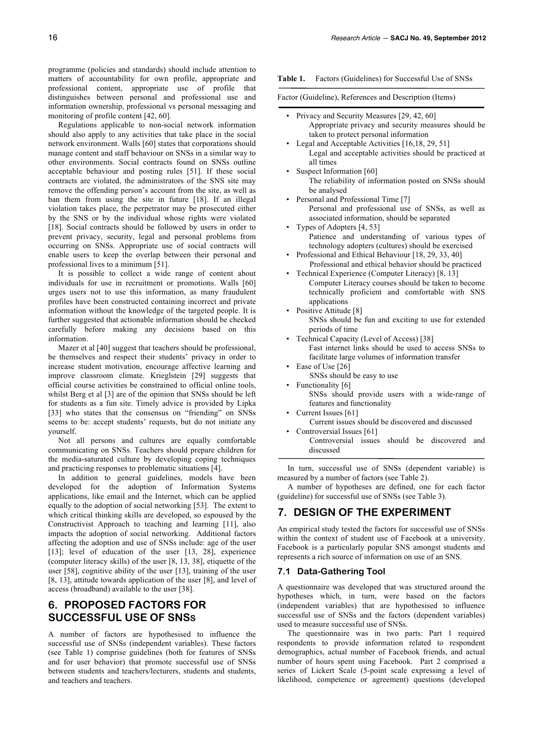programme (policies and standards) should include attention to matters of accountability for own profile, appropriate and professional content, appropriate use of profile that distinguishes between personal and professional use and information ownership, professional vs personal messaging and monitoring of profile content [42, 60].

Regulations applicable to non-social network information should also apply to any activities that take place in the social network environment. Walls [60] states that corporations should manage content and staff behaviour on SNSs in a similar way to other environments. Social contracts found on SNSs outline acceptable behaviour and posting rules [51]. If these social contracts are violated, the administrators of the SNS site may remove the offending person's account from the site, as well as ban them from using the site in future [18]. If an illegal violation takes place, the perpetrator may be prosecuted either by the SNS or by the individual whose rights were violated [18]. Social contracts should be followed by users in order to prevent privacy, security, legal and personal problems from occurring on SNSs. Appropriate use of social contracts will enable users to keep the overlap between their personal and professional lives to a minimum [51].

It is possible to collect a wide range of content about individuals for use in recruitment or promotions. Walls [60] urges users not to use this information, as many fraudulent profiles have been constructed containing incorrect and private information without the knowledge of the targeted people. It is further suggested that actionable information should be checked carefully before making any decisions based on this information.

Mazer et al [40] suggest that teachers should be professional, be themselves and respect their students' privacy in order to increase student motivation, encourage affective learning and improve classroom climate. Krieglstein [29] suggests that official course activities be constrained to official online tools, whilst Berg et al [3] are of the opinion that SNSs should be left for students as a fun site. Timely advice is provided by Lipka [33] who states that the consensus on "friending" on SNSs seems to be: accept students' requests, but do not initiate any yourself.

Not all persons and cultures are equally comfortable communicating on SNSs. Teachers should prepare children for the media-saturated culture by developing coping techniques and practicing responses to problematic situations [4].

In addition to general guidelines, models have been developed for the adoption of Information Systems applications, like email and the Internet, which can be applied equally to the adoption of social networking [53]. The extent to which critical thinking skills are developed, so espoused by the Constructivist Approach to teaching and learning [11], also impacts the adoption of social networking. Additional factors affecting the adoption and use of SNSs include: age of the user [13]; level of education of the user [13, 28], experience (computer literacy skills) of the user [8, 13, 38], etiquette of the user [58], cognitive ability of the user [13], training of the user [8, 13], attitude towards application of the user [8], and level of access (broadband) available to the user [38].

## 6. PROPOSED FACTORS FOR SUCCESSFUL USE OF SNSs

A number of factors are hypothesised to influence the successful use of SNSs (independent variables). These factors (see Table 1) comprise guidelines (both for features of SNSs and for user behavior) that promote successful use of SNSs between students and teachers/lecturers, students and students, and teachers and teachers.

**Table 1.** Factors (Guidelines) for Successful Use of SNSs

Factor (Guideline), References and Description (Items)

- Privacy and Security Measures [29, 42, 60]
  Appropriate privacy and security measures should be taken to protect personal information
- Legal and Acceptable Activities [16,18, 29, 51]
  Legal and acceptable activities should be practiced at all times
- Suspect Information [60]
  The reliability of information posted on SNSs should be analysed
- Personal and Professional Time [7]
  Personal and professional use of SNSs, as well as associated information, should be separated
- Types of Adopters [4, 53]
  Patience and understanding of various types of technology adopters (cultures) should be exercised
- Professional and Ethical Behaviour [18, 29, 33, 40]
  Professional and ethical behavior should be practiced
- Technical Experience (Computer Literacy) [8, 13]
  Computer Literacy courses should be taken to become technically proficient and comfortable with SNS applications
- Positive Attitude [8]
  SNSs should be fun and exciting to use for extended periods of time
- Technical Capacity (Level of Access) [38]
  Fast internet links should be used to access SNSs to facilitate large volumes of information transfer
- Ease of Use [26]
  SNSs should be easy to use
- Functionality [6]
  SNSs should provide users with a wide-range of features and functionality
- Current Issues [61]
  Current issues should be discovered and discussed
- Controversial Issues [61]
  Controversial issues should be discovered and discussed

In turn, successful use of SNSs (dependent variable) is measured by a number of factors (see Table 2).

A number of hypotheses are defined, one for each factor (guideline) for successful use of SNSs (see Table 3).

## 7. DESIGN OF THE EXPERIMENT

An empirical study tested the factors for successful use of SNSs within the context of student use of Facebook at a university. Facebook is a particularly popular SNS amongst students and represents a rich source of information on use of an SNS.

### 7.1 Data-Gathering Tool

A questionnaire was developed that was structured around the hypotheses which, in turn, were based on the factors (independent variables) that are hypothesised to influence successful use of SNSs and the factors (dependent variables) used to measure successful use of SNSs.

The questionnaire was in two parts: Part 1 required respondents to provide information related to respondent demographics, actual number of Facebook friends, and actual number of hours spent using Facebook. Part 2 comprised a series of Lickert Scale (5-point scale expressing a level of likelihood, competence or agreement) questions (developed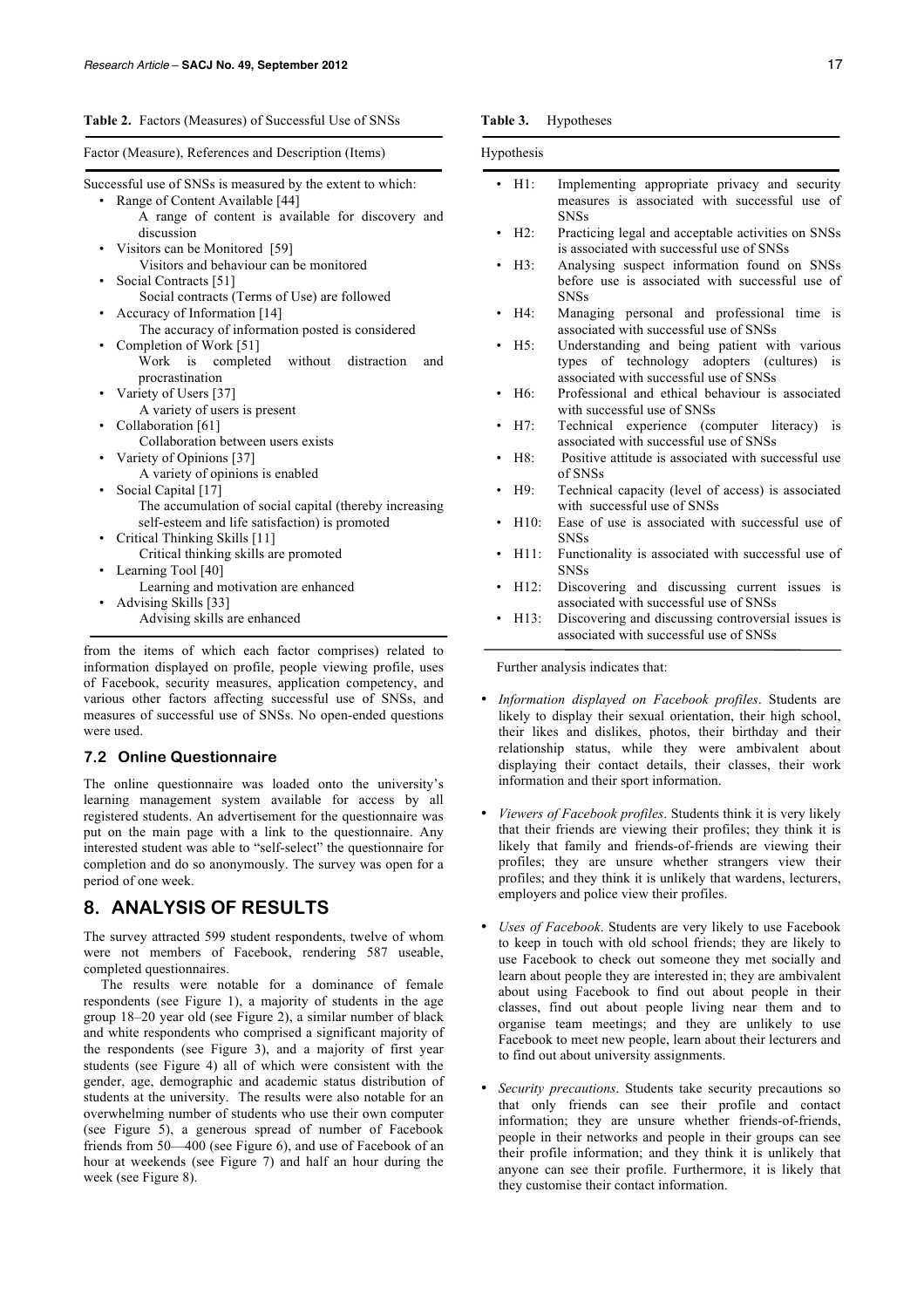**Table 2.** Factors (Measures) of Successful Use of SNSs

| Factor (Measure), References and Description (Items) |
|---|
| Successful use of SNSs is measured by the extent to which: |
| • Range of Content Available [44] — A range of content is available for discovery and discussion |
| • Visitors can be Monitored [59] — Visitors and behaviour can be monitored |
| • Social Contracts [51] — Social contracts (Terms of Use) are followed |
| • Accuracy of Information [14] — The accuracy of information posted is considered |
| • Completion of Work [51] — Work is completed without distraction and procrastination |
| • Variety of Users [37] — A variety of users is present |
| • Collaboration [61] — Collaboration between users exists |
| • Variety of Opinions [37] — A variety of opinions is enabled |
| • Social Capital [17] — The accumulation of social capital (thereby increasing self-esteem and life satisfaction) is promoted |
| • Critical Thinking Skills [11] — Critical thinking skills are promoted |
| • Learning Tool [40] — Learning and motivation are enhanced |
| • Advising Skills [33] — Advising skills are enhanced |

from the items of which each factor comprises) related to information displayed on profile, people viewing profile, uses of Facebook, security measures, application competency, and various other factors affecting successful use of SNSs, and measures of successful use of SNSs. No open-ended questions were used.

## 7.2 Online Questionnaire

The online questionnaire was loaded onto the university's learning management system available for access by all registered students. An advertisement for the questionnaire was put on the main page with a link to the questionnaire. Any interested student was able to "self-select" the questionnaire for completion and do so anonymously. The survey was open for a period of one week.

# 8. ANALYSIS OF RESULTS

The survey attracted 599 student respondents, twelve of whom were not members of Facebook, rendering 587 useable, completed questionnaires.

The results were notable for a dominance of female respondents (see Figure 1), a majority of students in the age group 18–20 year old (see Figure 2), a similar number of black and white respondents who comprised a significant majority of the respondents (see Figure 3), and a majority of first year students (see Figure 4) all of which were consistent with the gender, age, demographic and academic status distribution of students at the university. The results were also notable for an overwhelming number of students who use their own computer (see Figure 5), a generous spread of number of Facebook friends from 50—400 (see Figure 6), and use of Facebook of an hour at weekends (see Figure 7) and half an hour during the week (see Figure 8).

**Table 3.** Hypotheses

| Hypothesis | |
|---|---|
| • H1: | Implementing appropriate privacy and security measures is associated with successful use of SNSs |
| • H2: | Practicing legal and acceptable activities on SNSs is associated with successful use of SNSs |
| • H3: | Analysing suspect information found on SNSs before use is associated with successful use of SNSs |
| • H4: | Managing personal and professional time is associated with successful use of SNSs |
| • H5: | Understanding and being patient with various types of technology adopters (cultures) is associated with successful use of SNSs |
| • H6: | Professional and ethical behaviour is associated with successful use of SNSs |
| • H7: | Technical experience (computer literacy) is associated with successful use of SNSs |
| • H8: | Positive attitude is associated with successful use of SNSs |
| • H9: | Technical capacity (level of access) is associated with successful use of SNSs |
| • H10: | Ease of use is associated with successful use of SNSs |
| • H11: | Functionality is associated with successful use of SNSs |
| • H12: | Discovering and discussing current issues is associated with successful use of SNSs |
| • H13: | Discovering and discussing controversial issues is associated with successful use of SNSs |

Further analysis indicates that:

- *Information displayed on Facebook profiles*. Students are likely to display their sexual orientation, their high school, their likes and dislikes, photos, their birthday and their relationship status, while they were ambivalent about displaying their contact details, their classes, their work information and their sport information.
- *Viewers of Facebook profiles*. Students think it is very likely that their friends are viewing their profiles; they think it is likely that family and friends-of-friends are viewing their profiles; they are unsure whether strangers view their profiles; and they think it is unlikely that wardens, lecturers, employers and police view their profiles.
- *Uses of Facebook*. Students are very likely to use Facebook to keep in touch with old school friends; they are likely to use Facebook to check out someone they met socially and learn about people they are interested in; they are ambivalent about using Facebook to find out about people in their classes, find out about people living near them and to organise team meetings; and they are unlikely to use Facebook to meet new people, learn about their lecturers and to find out about university assignments.
- *Security precautions*. Students take security precautions so that only friends can see their profile and contact information; they are unsure whether friends-of-friends, people in their networks and people in their groups can see their profile information; and they think it is unlikely that anyone can see their profile. Furthermore, it is likely that they customise their contact information.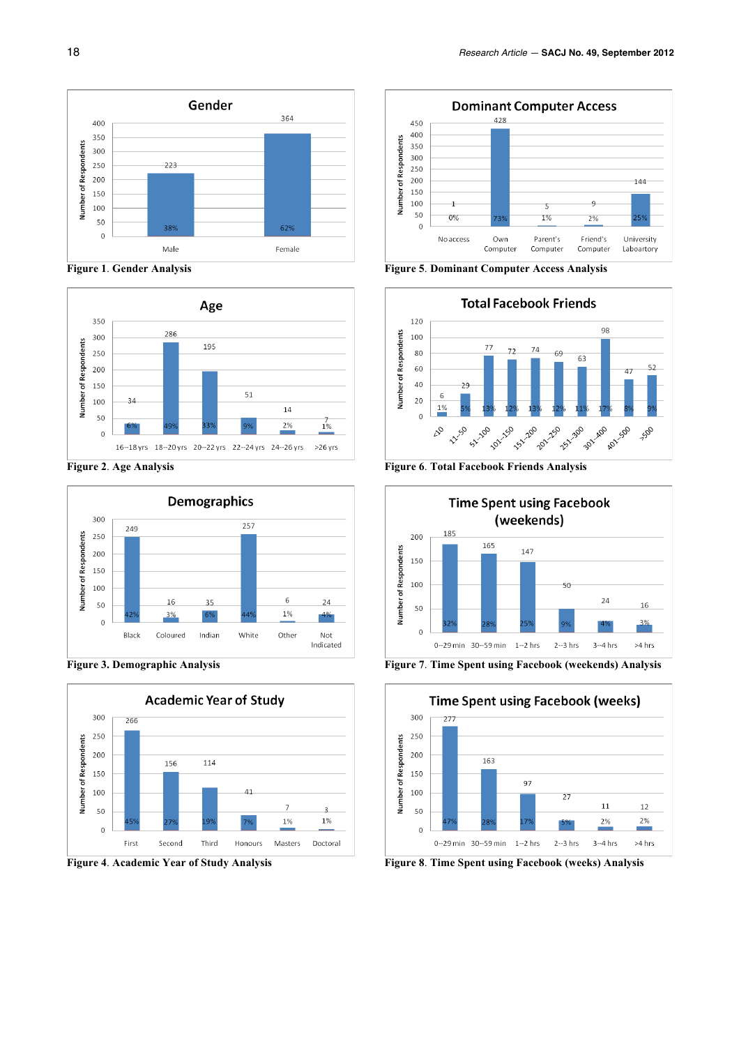Gender

Number of Respondents

400, 350, 300, 250, 200, 150, 100, 50, 0

223, 364

38%, 62%

Male, Female

**Figure 1**. **Gender Analysis**

Age

Number of Respondents

350, 300, 250, 200, 150, 100, 50, 0

34, 286, 195, 51, 14, 7

6%, 49%, 33%, 9%, 2%, 1%

16–18 yrs, 18–20 yrs, 20–22 yrs, 22–24 yrs, 24–26 yrs, >26 yrs

**Figure 2**. **Age Analysis**

Demographics

Number of Respondents

300, 250, 200, 150, 100, 50, 0

249, 16, 35, 257, 6, 24

42%, 3%, 6%, 44%, 1%, 4%

Black, Coloured, Indian, White, Other, Not Indicated

**Figure 3. Demographic Analysis**

Academic Year of Study

Number of Respondents

300, 250, 200, 150, 100, 50, 0

266, 156, 114, 41, 7, 3

45%, 27%, 19%, 7%, 1%, 1%

First, Second, Third, Honours, Masters, Doctoral

**Figure 4**. **Academic Year of Study Analysis**

Dominant Computer Access

Number of Respondents

450, 400, 350, 300, 250, 200, 150, 100, 50, 0

1, 428, 5, 9, 144

0%, 73%, 1%, 2%, 25%

No access, Own Computer, Parent's Computer, Friend's Computer, University Laboartory

**Figure 5**. **Dominant Computer Access Analysis**

Total Facebook Friends

Number of Respondents

120, 100, 80, 60, 40, 20, 0

6, 29, 77, 72, 74, 69, 63, 98, 47, 52

1%, 5%, 13%, 12%, 13%, 12%, 11%, 17%, 8%, 9%

<10, 11–50, 51–100, 101–150, 151–200, 201–250, 251–300, 301–400, 401–500, >500

**Figure 6**. **Total Facebook Friends Analysis**

Time Spent using Facebook (weekends)

Number of Respondents

200, 150, 100, 50, 0

185, 165, 147, 50, 24, 16

32%, 28%, 25%, 9%, 4%, 3%

0–29 min, 30–59 min, 1–2 hrs, 2–3 hrs, 3–4 hrs, >4 hrs

**Figure 7**. **Time Spent using Facebook (weekends) Analysis**

Time Spent using Facebook (weeks)

Number of Respondents

300, 250, 200, 150, 100, 50, 0

277, 163, 97, 27, 11, 12

47%, 28%, 17%, 5%, 2%, 2%

0–29 min, 30–59 min, 1–2 hrs, 2–3 hrs, 3–4 hrs, >4 hrs

**Figure 8**. **Time Spent using Facebook (weeks) Analysis**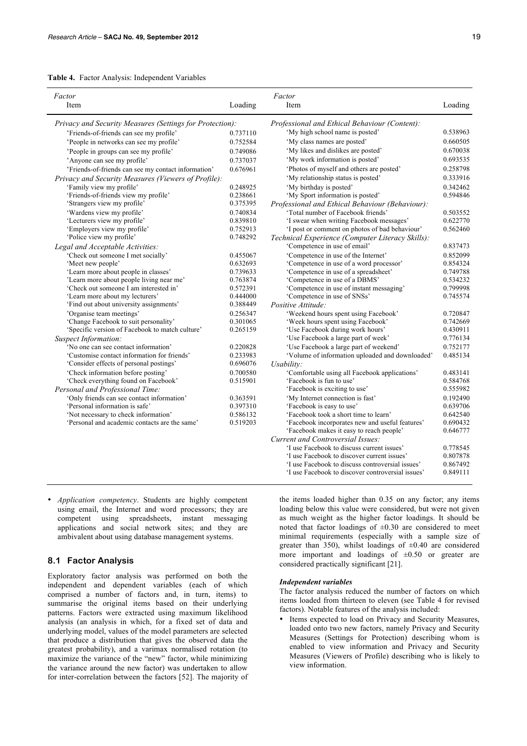**Table 4.** Factor Analysis: Independent Variables

| Factor / Item | Loading | Factor / Item | Loading |
|---|---|---|---|
| *Privacy and Security Measures (Settings for Protection):* | | *Professional and Ethical Behaviour (Content):* | |
| 'Friends-of-friends can see my profile' | 0.737110 | 'My high school name is posted' | 0.538963 |
| 'People in networks can see my profile' | 0.752584 | 'My class names are posted' | 0.660505 |
| 'People in groups can see my profile' | 0.749086 | 'My likes and dislikes are posted' | 0.670038 |
| 'Anyone can see my profile' | 0.737037 | 'My work information is posted' | 0.693535 |
| 'Friends-of-friends can see my contact information' | 0.676961 | 'Photos of myself and others are posted' | 0.258798 |
| *Privacy and Security Measures (Viewers of Profile):* | | 'My relationship status is posted' | 0.333916 |
| 'Family view my profile' | 0.248925 | 'My birthday is posted' | 0.342462 |
| 'Friends-of-friends view my profile' | 0.238661 | 'My Sport information is posted' | 0.594846 |
| 'Strangers view my profile' | 0.375395 | *Professional and Ethical Behaviour (Behaviour):* | |
| 'Wardens view my profile' | 0.740834 | 'Total number of Facebook friends' | 0.503552 |
| 'Lecturers view my profile' | 0.839810 | 'I swear when writing Facebook messages' | 0.622770 |
| 'Employers view my profile' | 0.752913 | 'I post or comment on photos of bad behaviour' | 0.562460 |
| 'Police view my profile' | 0.748292 | *Technical Experience (Computer Literacy Skills):* | |
| *Legal and Acceptable Activities:* | | 'Competence in use of email' | 0.837473 |
| 'Check out someone I met socially' | 0.455067 | 'Competence in use of the Internet' | 0.852099 |
| 'Meet new people' | 0.632693 | 'Competence in use of a word processor' | 0.854324 |
| 'Learn more about people in classes' | 0.739633 | 'Competence in use of a spreadsheet' | 0.749788 |
| 'Learn more about people living near me' | 0.763874 | 'Competence in use of a DBMS' | 0.534232 |
| 'Check out someone I am interested in' | 0.572391 | 'Competence in use of instant messaging' | 0.799998 |
| 'Learn more about my lecturers' | 0.444000 | 'Competence in use of SNSs' | 0.745574 |
| 'Find out about university assignments' | 0.388449 | *Positive Attitude:* | |
| 'Organise team meetings' | 0.256347 | 'Weekend hours spent using Facebook' | 0.720847 |
| 'Change Facebook to suit personality' | 0.301065 | 'Week hours spent using Facebook' | 0.742669 |
| 'Specific version of Facebook to match culture' | 0.265159 | 'Use Facebook during work hours' | 0.430911 |
| *Suspect Information:* | | 'Use Facebook a large part of week' | 0.776134 |
| 'No one can see contact information' | 0.220828 | 'Use Facebook a large part of weekend' | 0.752177 |
| 'Customise contact information for friends' | 0.233983 | 'Volume of information uploaded and downloaded' | 0.485134 |
| 'Consider effects of personal postings' | 0.696076 | *Usability:* | |
| 'Check information before posting' | 0.700580 | 'Comfortable using all Facebook applications' | 0.483141 |
| 'Check everything found on Facebook' | 0.515901 | 'Facebook is fun to use' | 0.584768 |
| *Personal and Professional Time:* | | 'Facebook is exciting to use' | 0.555982 |
| 'Only friends can see contact information' | 0.363591 | 'My Internet connection is fast' | 0.192490 |
| 'Personal information is safe' | 0.397310 | 'Facebook is easy to use' | 0.639706 |
| 'Not necessary to check information' | 0.586132 | 'Facebook took a short time to learn' | 0.642540 |
| 'Personal and academic contacts are the same' | 0.519203 | 'Facebook incorporates new and useful features' | 0.690432 |
| | | 'Facebook makes it easy to reach people' | 0.646777 |
| | | *Current and Controversial Issues:* | |
| | | 'I use Facebook to discuss current issues' | 0.778545 |
| | | 'I use Facebook to discover current issues' | 0.807878 |
| | | 'I use Facebook to discuss controversial issues' | 0.867492 |
| | | 'I use Facebook to discover controversial issues' | 0.849111 |

- *Application competency*. Students are highly competent using email, the Internet and word processors; they are competent using spreadsheets, instant messaging applications and social network sites; and they are ambivalent about using database management systems.

## 8.1 Factor Analysis

Exploratory factor analysis was performed on both the independent and dependent variables (each of which comprised a number of factors and, in turn, items) to summarise the original items based on their underlying patterns. Factors were extracted using maximum likelihood analysis (an analysis in which, for a fixed set of data and underlying model, values of the model parameters are selected that produce a distribution that gives the observed data the greatest probability), and a varimax normalised rotation (to maximize the variance of the "new" factor, while minimizing the variance around the new factor) was undertaken to allow for inter-correlation between the factors [52]. The majority of the items loaded higher than 0.35 on any factor; any items loading below this value were considered, but were not given as much weight as the higher factor loadings. It should be noted that factor loadings of ±0.30 are considered to meet minimal requirements (especially with a sample size of greater than 350), whilst loadings of ±0.40 are considered more important and loadings of ±0.50 or greater are considered practically significant [21].

#### *Independent variables*

The factor analysis reduced the number of factors on which items loaded from thirteen to eleven (see Table 4 for revised factors). Notable features of the analysis included:

- Items expected to load on Privacy and Security Measures, loaded onto two new factors, namely Privacy and Security Measures (Settings for Protection) describing whom is enabled to view information and Privacy and Security Measures (Viewers of Profile) describing who is likely to view information.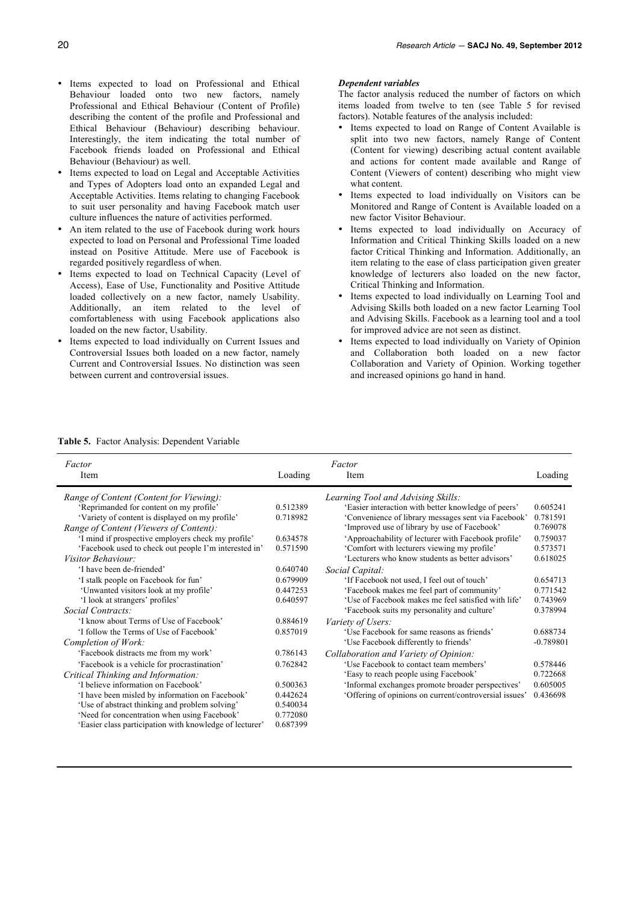- Items expected to load on Professional and Ethical Behaviour loaded onto two new factors, namely Professional and Ethical Behaviour (Content of Profile) describing the content of the profile and Professional and Ethical Behaviour (Behaviour) describing behaviour. Interestingly, the item indicating the total number of Facebook friends loaded on Professional and Ethical Behaviour (Behaviour) as well.
- Items expected to load on Legal and Acceptable Activities and Types of Adopters load onto an expanded Legal and Acceptable Activities. Items relating to changing Facebook to suit user personality and having Facebook match user culture influences the nature of activities performed.
- An item related to the use of Facebook during work hours expected to load on Personal and Professional Time loaded instead on Positive Attitude. Mere use of Facebook is regarded positively regardless of when.
- Items expected to load on Technical Capacity (Level of Access), Ease of Use, Functionality and Positive Attitude loaded collectively on a new factor, namely Usability. Additionally, an item related to the level of comfortableness with using Facebook applications also loaded on the new factor, Usability.
- Items expected to load individually on Current Issues and Controversial Issues both loaded on a new factor, namely Current and Controversial Issues. No distinction was seen between current and controversial issues.

***Dependent variables***

The factor analysis reduced the number of factors on which items loaded from twelve to ten (see Table 5 for revised factors). Notable features of the analysis included:

- Items expected to load on Range of Content Available is split into two new factors, namely Range of Content (Content for viewing) describing actual content available and actions for content made available and Range of Content (Viewers of content) describing who might view what content.
- Items expected to load individually on Visitors can be Monitored and Range of Content is Available loaded on a new factor Visitor Behaviour.
- Items expected to load individually on Accuracy of Information and Critical Thinking Skills loaded on a new factor Critical Thinking and Information. Additionally, an item relating to the ease of class participation given greater knowledge of lecturers also loaded on the new factor, Critical Thinking and Information.
- Items expected to load individually on Learning Tool and Advising Skills both loaded on a new factor Learning Tool and Advising Skills. Facebook as a learning tool and a tool for improved advice are not seen as distinct.
- Items expected to load individually on Variety of Opinion and Collaboration both loaded on a new factor Collaboration and Variety of Opinion. Working together and increased opinions go hand in hand.

**Table 5.** Factor Analysis: Dependent Variable

| *Factor* Item | Loading | *Factor* Item | Loading |
|---|---|---|---|
| *Range of Content (Content for Viewing):* | | *Learning Tool and Advising Skills:* | |
| 'Reprimanded for content on my profile' | 0.512389 | 'Easier interaction with better knowledge of peers' | 0.605241 |
| 'Variety of content is displayed on my profile' | 0.718982 | 'Convenience of library messages sent via Facebook' | 0.781591 |
| *Range of Content (Viewers of Content):* | | 'Improved use of library by use of Facebook' | 0.769078 |
| 'I mind if prospective employers check my profile' | 0.634578 | 'Approachability of lecturer with Facebook profile' | 0.759037 |
| 'Facebook used to check out people I'm interested in' | 0.571590 | 'Comfort with lecturers viewing my profile' | 0.573571 |
| *Visitor Behaviour:* | | 'Lecturers who know students as better advisors' | 0.618025 |
| 'I have been de-friended' | 0.640740 | *Social Capital:* | |
| 'I stalk people on Facebook for fun' | 0.679909 | 'If Facebook not used, I feel out of touch' | 0.654713 |
| 'Unwanted visitors look at my profile' | 0.447253 | 'Facebook makes me feel part of community' | 0.771542 |
| 'I look at strangers' profiles' | 0.640597 | 'Use of Facebook makes me feel satisfied with life' | 0.743969 |
| *Social Contracts:* | | 'Facebook suits my personality and culture' | 0.378994 |
| 'I know about Terms of Use of Facebook' | 0.884619 | *Variety of Users:* | |
| 'I follow the Terms of Use of Facebook' | 0.857019 | 'Use Facebook for same reasons as friends' | 0.688734 |
| *Completion of Work:* | | 'Use Facebook differently to friends' | -0.789801 |
| 'Facebook distracts me from my work' | 0.786143 | *Collaboration and Variety of Opinion:* | |
| 'Facebook is a vehicle for procrastination' | 0.762842 | 'Use Facebook to contact team members' | 0.578446 |
| *Critical Thinking and Information:* | | 'Easy to reach people using Facebook' | 0.722668 |
| 'I believe information on Facebook' | 0.500363 | 'Informal exchanges promote broader perspectives' | 0.605005 |
| 'I have been misled by information on Facebook' | 0.442624 | 'Offering of opinions on current/controversial issues' | 0.436698 |
| 'Use of abstract thinking and problem solving' | 0.540034 | | |
| 'Need for concentration when using Facebook' | 0.772080 | | |
| 'Easier class participation with knowledge of lecturer' | 0.687399 | | |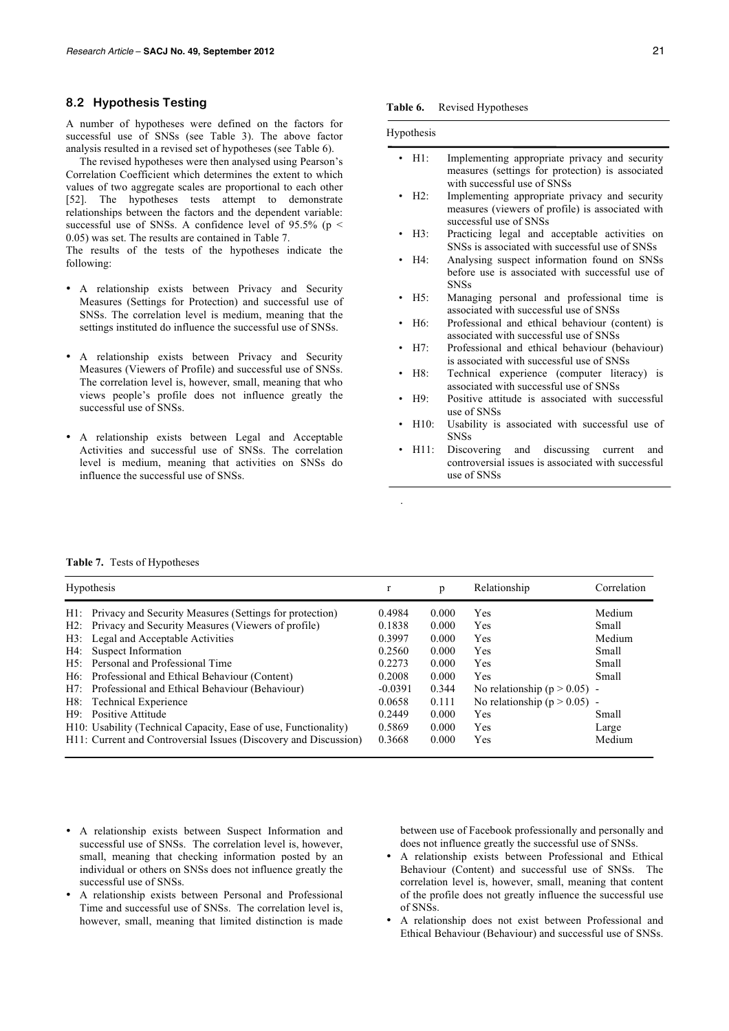## 8.2 Hypothesis Testing

A number of hypotheses were defined on the factors for successful use of SNSs (see Table 3). The above factor analysis resulted in a revised set of hypotheses (see Table 6).

The revised hypotheses were then analysed using Pearson's Correlation Coefficient which determines the extent to which values of two aggregate scales are proportional to each other [52]. The hypotheses tests attempt to demonstrate relationships between the factors and the dependent variable: successful use of SNSs. A confidence level of 95.5% ($p < 0.05$) was set. The results are contained in Table 7.

The results of the tests of the hypotheses indicate the following:

- A relationship exists between Privacy and Security Measures (Settings for Protection) and successful use of SNSs. The correlation level is medium, meaning that the settings instituted do influence the successful use of SNSs.
- A relationship exists between Privacy and Security Measures (Viewers of Profile) and successful use of SNSs. The correlation level is, however, small, meaning that who views people's profile does not influence greatly the successful use of SNSs.
- A relationship exists between Legal and Acceptable Activities and successful use of SNSs. The correlation level is medium, meaning that activities on SNSs do influence the successful use of SNSs.
- A relationship exists between Suspect Information and successful use of SNSs. The correlation level is, however, small, meaning that checking information posted by an individual or others on SNSs does not influence greatly the successful use of SNSs.
- A relationship exists between Personal and Professional Time and successful use of SNSs. The correlation level is, however, small, meaning that limited distinction is made between use of Facebook professionally and personally and does not influence greatly the successful use of SNSs.
- A relationship exists between Professional and Ethical Behaviour (Content) and successful use of SNSs. The correlation level is, however, small, meaning that content of the profile does not greatly influence the successful use of SNSs.
- A relationship does not exist between Professional and Ethical Behaviour (Behaviour) and successful use of SNSs.

**Table 6.** Revised Hypotheses

| Hypothesis | |
|---|---|
| H1: | Implementing appropriate privacy and security measures (settings for protection) is associated with successful use of SNSs |
| H2: | Implementing appropriate privacy and security measures (viewers of profile) is associated with successful use of SNSs |
| H3: | Practicing legal and acceptable activities on SNSs is associated with successful use of SNSs |
| H4: | Analysing suspect information found on SNSs before use is associated with successful use of SNSs |
| H5: | Managing personal and professional time is associated with successful use of SNSs |
| H6: | Professional and ethical behaviour (content) is associated with successful use of SNSs |
| H7: | Professional and ethical behaviour (behaviour) is associated with successful use of SNSs |
| H8: | Technical experience (computer literacy) is associated with successful use of SNSs |
| H9: | Positive attitude is associated with successful use of SNSs |
| H10: | Usability is associated with successful use of SNSs |
| H11: | Discovering and discussing current and controversial issues is associated with successful use of SNSs |

**Table 7.** Tests of Hypotheses

| Hypothesis | r | p | Relationship | Correlation |
|---|---|---|---|---|
| H1: Privacy and Security Measures (Settings for protection) | 0.4984 | 0.000 | Yes | Medium |
| H2: Privacy and Security Measures (Viewers of profile) | 0.1838 | 0.000 | Yes | Small |
| H3: Legal and Acceptable Activities | 0.3997 | 0.000 | Yes | Medium |
| H4: Suspect Information | 0.2560 | 0.000 | Yes | Small |
| H5: Personal and Professional Time | 0.2273 | 0.000 | Yes | Small |
| H6: Professional and Ethical Behaviour (Content) | 0.2008 | 0.000 | Yes | Small |
| H7: Professional and Ethical Behaviour (Behaviour) | -0.0391 | 0.344 | No relationship ($p > 0.05$) | - |
| H8: Technical Experience | 0.0658 | 0.111 | No relationship ($p > 0.05$) | - |
| H9: Positive Attitude | 0.2449 | 0.000 | Yes | Small |
| H10: Usability (Technical Capacity, Ease of use, Functionality) | 0.5869 | 0.000 | Yes | Large |
| H11: Current and Controversial Issues (Discovery and Discussion) | 0.3668 | 0.000 | Yes | Medium |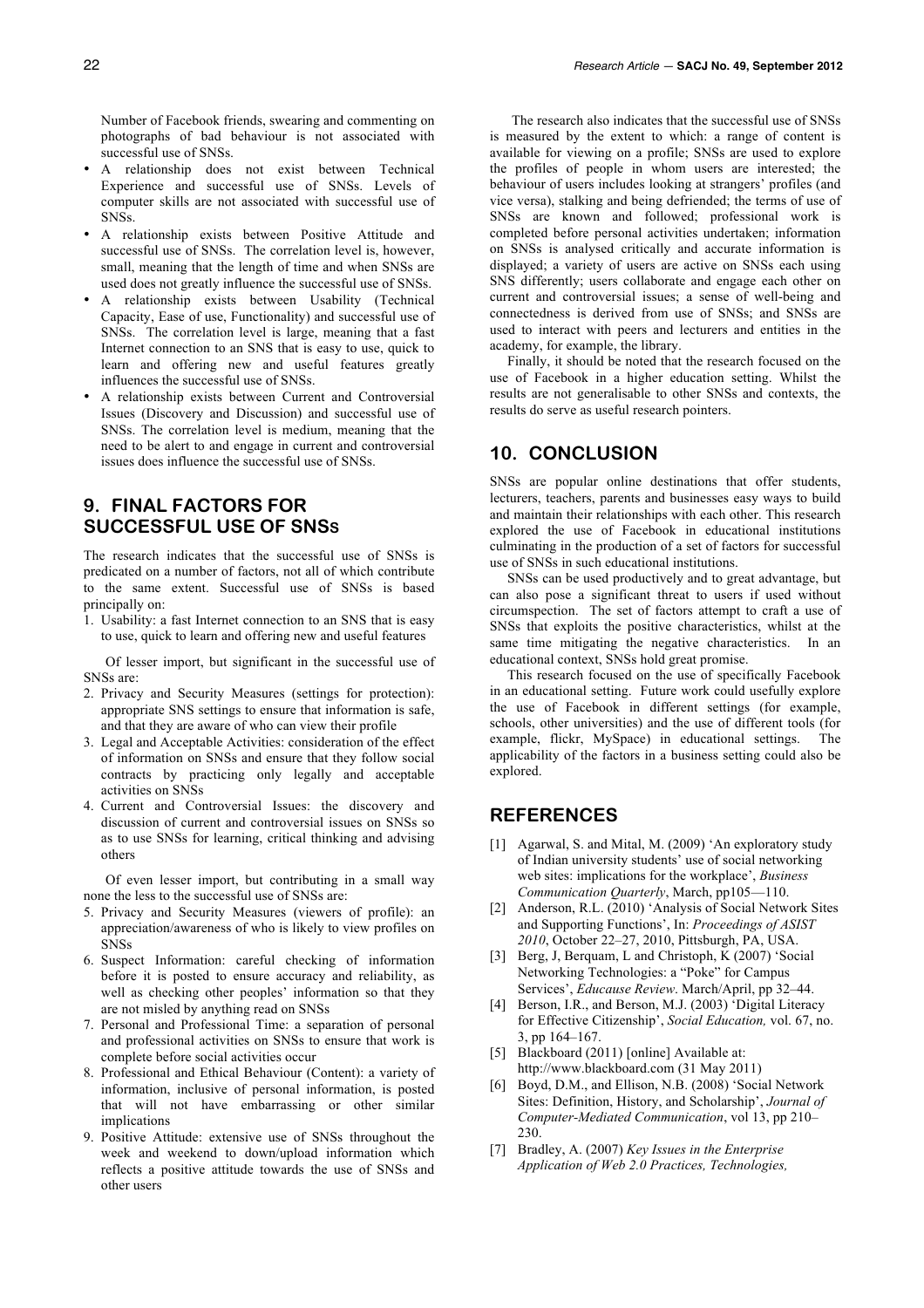Number of Facebook friends, swearing and commenting on photographs of bad behaviour is not associated with successful use of SNSs.

- A relationship does not exist between Technical Experience and successful use of SNSs. Levels of computer skills are not associated with successful use of SNSs.
- A relationship exists between Positive Attitude and successful use of SNSs. The correlation level is, however, small, meaning that the length of time and when SNSs are used does not greatly influence the successful use of SNSs.
- A relationship exists between Usability (Technical Capacity, Ease of use, Functionality) and successful use of SNSs. The correlation level is large, meaning that a fast Internet connection to an SNS that is easy to use, quick to learn and offering new and useful features greatly influences the successful use of SNSs.
- A relationship exists between Current and Controversial Issues (Discovery and Discussion) and successful use of SNSs. The correlation level is medium, meaning that the need to be alert to and engage in current and controversial issues does influence the successful use of SNSs.

## 9. FINAL FACTORS FOR SUCCESSFUL USE OF SNSs

The research indicates that the successful use of SNSs is predicated on a number of factors, not all of which contribute to the same extent. Successful use of SNSs is based principally on:

1. Usability: a fast Internet connection to an SNS that is easy to use, quick to learn and offering new and useful features

Of lesser import, but significant in the successful use of SNSs are:

2. Privacy and Security Measures (settings for protection): appropriate SNS settings to ensure that information is safe, and that they are aware of who can view their profile
3. Legal and Acceptable Activities: consideration of the effect of information on SNSs and ensure that they follow social contracts by practicing only legally and acceptable activities on SNSs
4. Current and Controversial Issues: the discovery and discussion of current and controversial issues on SNSs so as to use SNSs for learning, critical thinking and advising others

Of even lesser import, but contributing in a small way none the less to the successful use of SNSs are:

5. Privacy and Security Measures (viewers of profile): an appreciation/awareness of who is likely to view profiles on SNSs
6. Suspect Information: careful checking of information before it is posted to ensure accuracy and reliability, as well as checking other peoples' information so that they are not misled by anything read on SNSs
7. Personal and Professional Time: a separation of personal and professional activities on SNSs to ensure that work is complete before social activities occur
8. Professional and Ethical Behaviour (Content): a variety of information, inclusive of personal information, is posted that will not have embarrassing or other similar implications
9. Positive Attitude: extensive use of SNSs throughout the week and weekend to down/upload information which reflects a positive attitude towards the use of SNSs and other users

The research also indicates that the successful use of SNSs is measured by the extent to which: a range of content is available for viewing on a profile; SNSs are used to explore the profiles of people in whom users are interested; the behaviour of users includes looking at strangers' profiles (and vice versa), stalking and being defriended; the terms of use of SNSs are known and followed; professional work is completed before personal activities undertaken; information on SNSs is analysed critically and accurate information is displayed; a variety of users are active on SNSs each using SNS differently; users collaborate and engage each other on current and controversial issues; a sense of well-being and connectedness is derived from use of SNSs; and SNSs are used to interact with peers and lecturers and entities in the academy, for example, the library.

Finally, it should be noted that the research focused on the use of Facebook in a higher education setting. Whilst the results are not generalisable to other SNSs and contexts, the results do serve as useful research pointers.

## 10. CONCLUSION

SNSs are popular online destinations that offer students, lecturers, teachers, parents and businesses easy ways to build and maintain their relationships with each other. This research explored the use of Facebook in educational institutions culminating in the production of a set of factors for successful use of SNSs in such educational institutions.

SNSs can be used productively and to great advantage, but can also pose a significant threat to users if used without circumspection. The set of factors attempt to craft a use of SNSs that exploits the positive characteristics, whilst at the same time mitigating the negative characteristics. In an educational context, SNSs hold great promise.

This research focused on the use of specifically Facebook in an educational setting. Future work could usefully explore the use of Facebook in different settings (for example, schools, other universities) and the use of different tools (for example, flickr, MySpace) in educational settings. The applicability of the factors in a business setting could also be explored.

## REFERENCES

[1] Agarwal, S. and Mital, M. (2009) 'An exploratory study of Indian university students' use of social networking web sites: implications for the workplace', *Business Communication Quarterly*, March, pp105—110.

[2] Anderson, R.L. (2010) 'Analysis of Social Network Sites and Supporting Functions', In: *Proceedings of ASIST 2010*, October 22–27, 2010, Pittsburgh, PA, USA.

[3] Berg, J, Berquam, L and Christoph, K (2007) 'Social Networking Technologies: a "Poke" for Campus Services', *Educause Review*. March/April, pp 32–44.

[4] Berson, I.R., and Berson, M.J. (2003) 'Digital Literacy for Effective Citizenship', *Social Education,* vol. 67, no. 3, pp 164–167.

[5] Blackboard (2011) [online] Available at: http://www.blackboard.com (31 May 2011)

[6] Boyd, D.M., and Ellison, N.B. (2008) 'Social Network Sites: Definition, History, and Scholarship', *Journal of Computer-Mediated Communication*, vol 13, pp 210–230.

[7] Bradley, A. (2007) *Key Issues in the Enterprise Application of Web 2.0 Practices, Technologies,*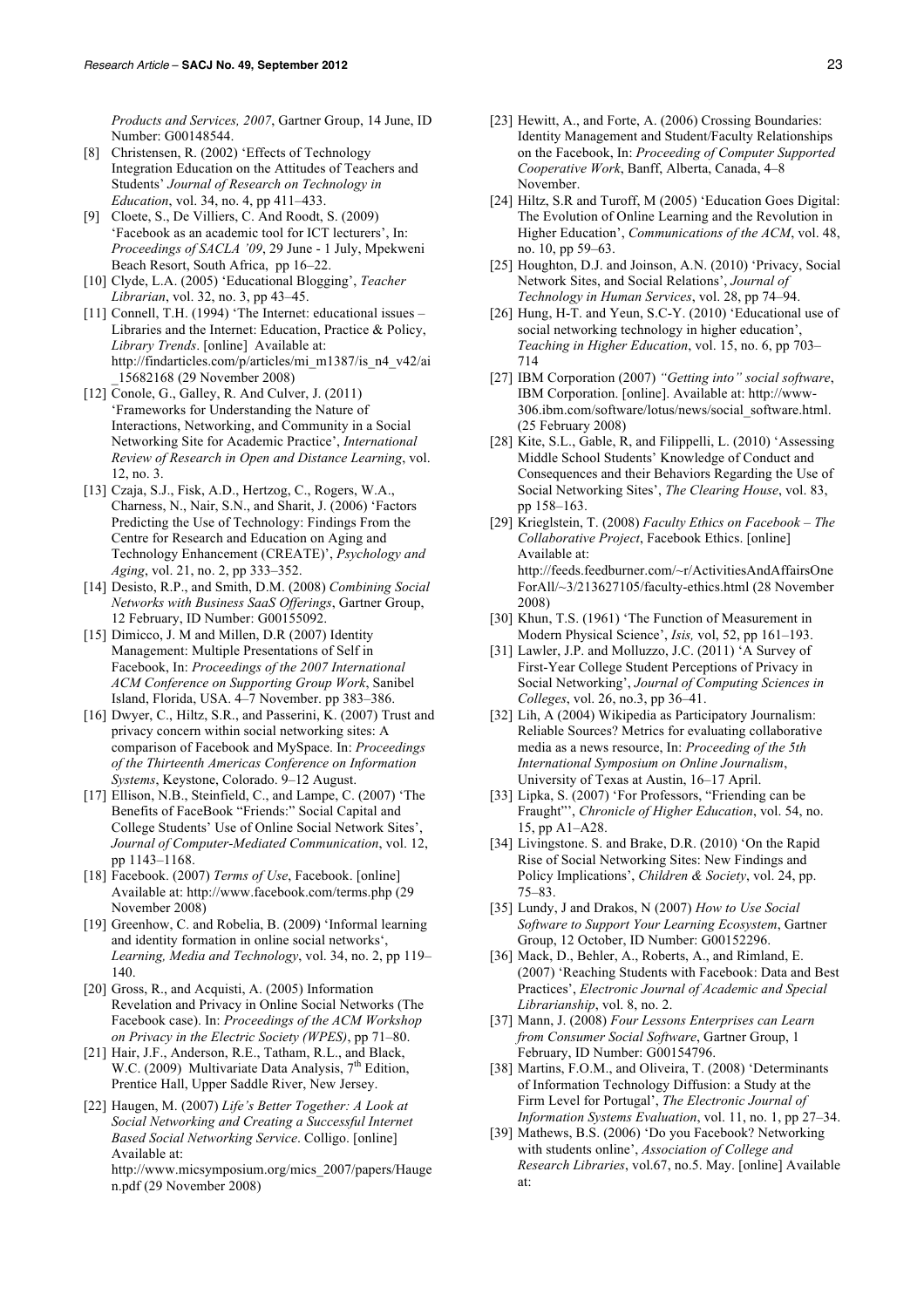*Products and Services, 2007*, Gartner Group, 14 June, ID Number: G00148544.

[8] Christensen, R. (2002) 'Effects of Technology Integration Education on the Attitudes of Teachers and Students' *Journal of Research on Technology in Education*, vol. 34, no. 4, pp 411–433.

[9] Cloete, S., De Villiers, C. And Roodt, S. (2009) 'Facebook as an academic tool for ICT lecturers', In: *Proceedings of SACLA '09*, 29 June - 1 July, Mpekweni Beach Resort, South Africa, pp 16–22.

[10] Clyde, L.A. (2005) 'Educational Blogging', *Teacher Librarian*, vol. 32, no. 3, pp 43–45.

[11] Connell, T.H. (1994) 'The Internet: educational issues – Libraries and the Internet: Education, Practice & Policy, *Library Trends*. [online] Available at: http://findarticles.com/p/articles/mi_m1387/is_n4_v42/ai_15682168 (29 November 2008)

[12] Conole, G., Galley, R. And Culver, J. (2011) 'Frameworks for Understanding the Nature of Interactions, Networking, and Community in a Social Networking Site for Academic Practice', *International Review of Research in Open and Distance Learning*, vol. 12, no. 3.

[13] Czaja, S.J., Fisk, A.D., Hertzog, C., Rogers, W.A., Charness, N., Nair, S.N., and Sharit, J. (2006) 'Factors Predicting the Use of Technology: Findings From the Centre for Research and Education on Aging and Technology Enhancement (CREATE)', *Psychology and Aging*, vol. 21, no. 2, pp 333–352.

[14] Desisto, R.P., and Smith, D.M. (2008) *Combining Social Networks with Business SaaS Offerings*, Gartner Group, 12 February, ID Number: G00155092.

[15] Dimicco, J. M and Millen, D.R (2007) Identity Management: Multiple Presentations of Self in Facebook, In: *Proceedings of the 2007 International ACM Conference on Supporting Group Work*, Sanibel Island, Florida, USA. 4–7 November. pp 383–386.

[16] Dwyer, C., Hiltz, S.R., and Passerini, K. (2007) Trust and privacy concern within social networking sites: A comparison of Facebook and MySpace. In: *Proceedings of the Thirteenth Americas Conference on Information Systems*, Keystone, Colorado. 9–12 August.

[17] Ellison, N.B., Steinfield, C., and Lampe, C. (2007) 'The Benefits of FaceBook "Friends:" Social Capital and College Students' Use of Online Social Network Sites', *Journal of Computer-Mediated Communication*, vol. 12, pp 1143–1168.

[18] Facebook. (2007) *Terms of Use*, Facebook. [online] Available at: http://www.facebook.com/terms.php (29 November 2008)

[19] Greenhow, C. and Robelia, B. (2009) 'Informal learning and identity formation in online social networks', *Learning, Media and Technology*, vol. 34, no. 2, pp 119–140.

[20] Gross, R., and Acquisti, A. (2005) Information Revelation and Privacy in Online Social Networks (The Facebook case). In: *Proceedings of the ACM Workshop on Privacy in the Electric Society (WPES)*, pp 71–80.

[21] Hair, J.F., Anderson, R.E., Tatham, R.L., and Black, W.C. (2009) Multivariate Data Analysis, 7th Edition, Prentice Hall, Upper Saddle River, New Jersey.

[22] Haugen, M. (2007) *Life's Better Together: A Look at Social Networking and Creating a Successful Internet Based Social Networking Service*. Colligo. [online] Available at: http://www.micsymposium.org/mics_2007/papers/Haugen.pdf (29 November 2008)

[23] Hewitt, A., and Forte, A. (2006) Crossing Boundaries: Identity Management and Student/Faculty Relationships on the Facebook, In: *Proceeding of Computer Supported Cooperative Work*, Banff, Alberta, Canada, 4–8 November.

[24] Hiltz, S.R and Turoff, M (2005) 'Education Goes Digital: The Evolution of Online Learning and the Revolution in Higher Education', *Communications of the ACM*, vol. 48, no. 10, pp 59–63.

[25] Houghton, D.J. and Joinson, A.N. (2010) 'Privacy, Social Network Sites, and Social Relations', *Journal of Technology in Human Services*, vol. 28, pp 74–94.

[26] Hung, H-T. and Yeun, S.C-Y. (2010) 'Educational use of social networking technology in higher education', *Teaching in Higher Education*, vol. 15, no. 6, pp 703–714

[27] IBM Corporation (2007) *"Getting into" social software*, IBM Corporation. [online]. Available at: http://www-306.ibm.com/software/lotus/news/social_software.html. (25 February 2008)

[28] Kite, S.L., Gable, R, and Filippelli, L. (2010) 'Assessing Middle School Students' Knowledge of Conduct and Consequences and their Behaviors Regarding the Use of Social Networking Sites', *The Clearing House*, vol. 83, pp 158–163.

[29] Krieglstein, T. (2008) *Faculty Ethics on Facebook – The Collaborative Project*, Facebook Ethics. [online] Available at: http://feeds.feedburner.com/~r/ActivitiesAndAffairsOneForAll/~3/213627105/faculty-ethics.html (28 November 2008)

[30] Khun, T.S. (1961) 'The Function of Measurement in Modern Physical Science', *Isis,* vol, 52, pp 161–193.

[31] Lawler, J.P. and Molluzzo, J.C. (2011) 'A Survey of First-Year College Student Perceptions of Privacy in Social Networking', *Journal of Computing Sciences in Colleges*, vol. 26, no.3, pp 36–41.

[32] Lih, A (2004) Wikipedia as Participatory Journalism: Reliable Sources? Metrics for evaluating collaborative media as a news resource, In: *Proceeding of the 5th International Symposium on Online Journalism*, University of Texas at Austin, 16–17 April.

[33] Lipka, S. (2007) 'For Professors, "Friending can be Fraught"', *Chronicle of Higher Education*, vol. 54, no. 15, pp A1–A28.

[34] Livingstone. S. and Brake, D.R. (2010) 'On the Rapid Rise of Social Networking Sites: New Findings and Policy Implications', *Children & Society*, vol. 24, pp. 75–83.

[35] Lundy, J and Drakos, N (2007) *How to Use Social Software to Support Your Learning Ecosystem*, Gartner Group, 12 October, ID Number: G00152296.

[36] Mack, D., Behler, A., Roberts, A., and Rimland, E. (2007) 'Reaching Students with Facebook: Data and Best Practices', *Electronic Journal of Academic and Special Librarianship*, vol. 8, no. 2.

[37] Mann, J. (2008) *Four Lessons Enterprises can Learn from Consumer Social Software*, Gartner Group, 1 February, ID Number: G00154796.

[38] Martins, F.O.M., and Oliveira, T. (2008) 'Determinants of Information Technology Diffusion: a Study at the Firm Level for Portugal', *The Electronic Journal of Information Systems Evaluation*, vol. 11, no. 1, pp 27–34.

[39] Mathews, B.S. (2006) 'Do you Facebook? Networking with students online', *Association of College and Research Libraries*, vol.67, no.5. May. [online] Available at: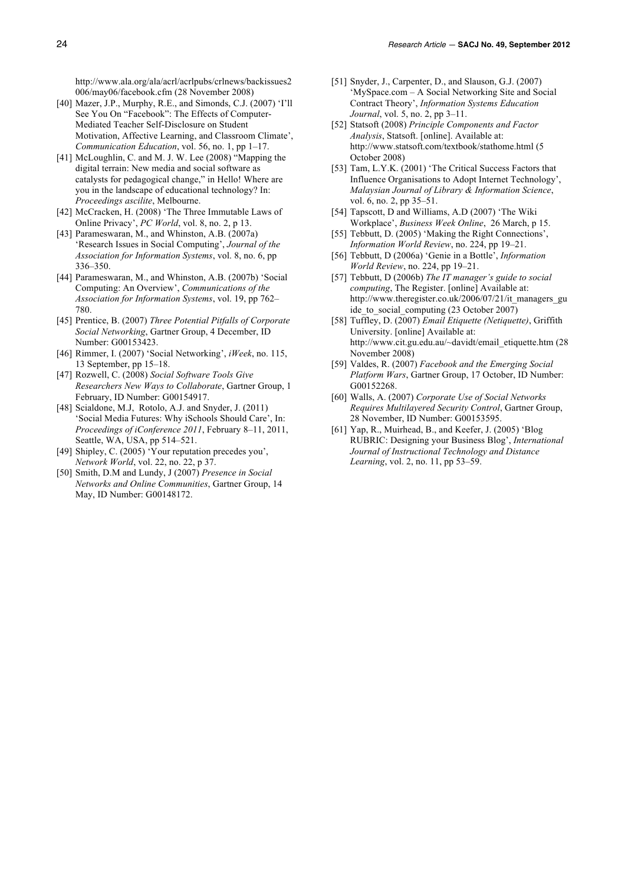http://www.ala.org/ala/acrl/acrlpubs/crlnews/backissues2006/may06/facebook.cfm (28 November 2008)

[40] Mazer, J.P., Murphy, R.E., and Simonds, C.J. (2007) 'I'll See You On "Facebook": The Effects of Computer-Mediated Teacher Self-Disclosure on Student Motivation, Affective Learning, and Classroom Climate', *Communication Education*, vol. 56, no. 1, pp 1–17.

[41] McLoughlin, C. and M. J. W. Lee (2008) "Mapping the digital terrain: New media and social software as catalysts for pedagogical change," in Hello! Where are you in the landscape of educational technology? In: *Proceedings ascilite*, Melbourne.

[42] McCracken, H. (2008) 'The Three Immutable Laws of Online Privacy', *PC World*, vol. 8, no. 2, p 13.

[43] Parameswaran, M., and Whinston, A.B. (2007a) 'Research Issues in Social Computing', *Journal of the Association for Information Systems*, vol. 8, no. 6, pp 336–350.

[44] Parameswaran, M., and Whinston, A.B. (2007b) 'Social Computing: An Overview', *Communications of the Association for Information Systems*, vol. 19, pp 762–780.

[45] Prentice, B. (2007) *Three Potential Pitfalls of Corporate Social Networking*, Gartner Group, 4 December, ID Number: G00153423.

[46] Rimmer, I. (2007) 'Social Networking', *iWeek*, no. 115, 13 September, pp 15–18.

[47] Rozwell, C. (2008) *Social Software Tools Give Researchers New Ways to Collaborate*, Gartner Group, 1 February, ID Number: G00154917.

[48] Scialdone, M.J, Rotolo, A.J. and Snyder, J. (2011) 'Social Media Futures: Why iSchools Should Care', In: *Proceedings of iConference 2011*, February 8–11, 2011, Seattle, WA, USA, pp 514–521.

[49] Shipley, C. (2005) 'Your reputation precedes you', *Network World*, vol. 22, no. 22, p 37.

[50] Smith, D.M and Lundy, J (2007) *Presence in Social Networks and Online Communities*, Gartner Group, 14 May, ID Number: G00148172.

[51] Snyder, J., Carpenter, D., and Slauson, G.J. (2007) 'MySpace.com – A Social Networking Site and Social Contract Theory', *Information Systems Education Journal*, vol. 5, no. 2, pp 3–11.

[52] Statsoft (2008) *Principle Components and Factor Analysis*, Statsoft. [online]. Available at: http://www.statsoft.com/textbook/stathome.html (5 October 2008)

[53] Tam, L.Y.K. (2001) 'The Critical Success Factors that Influence Organisations to Adopt Internet Technology', *Malaysian Journal of Library & Information Science*, vol. 6, no. 2, pp 35–51.

[54] Tapscott, D and Williams, A.D (2007) 'The Wiki Workplace', *Business Week Online*, 26 March, p 15.

[55] Tebbutt, D. (2005) 'Making the Right Connections', *Information World Review*, no. 224, pp 19–21.

[56] Tebbutt, D (2006a) 'Genie in a Bottle', *Information World Review*, no. 224, pp 19–21.

[57] Tebbutt, D (2006b) *The IT manager's guide to social computing*, The Register. [online] Available at: http://www.theregister.co.uk/2006/07/21/it_managers_guide_to_social_computing (23 October 2007)

[58] Tuffley, D. (2007) *Email Etiquette (Netiquette)*, Griffith University. [online] Available at: http://www.cit.gu.edu.au/~davidt/email_etiquette.htm (28 November 2008)

[59] Valdes, R. (2007) *Facebook and the Emerging Social Platform Wars*, Gartner Group, 17 October, ID Number: G00152268.

[60] Walls, A. (2007) *Corporate Use of Social Networks Requires Multilayered Security Control*, Gartner Group, 28 November, ID Number: G00153595.

[61] Yap, R., Muirhead, B., and Keefer, J. (2005) 'Blog RUBRIC: Designing your Business Blog', *International Journal of Instructional Technology and Distance Learning*, vol. 2, no. 11, pp 53–59.